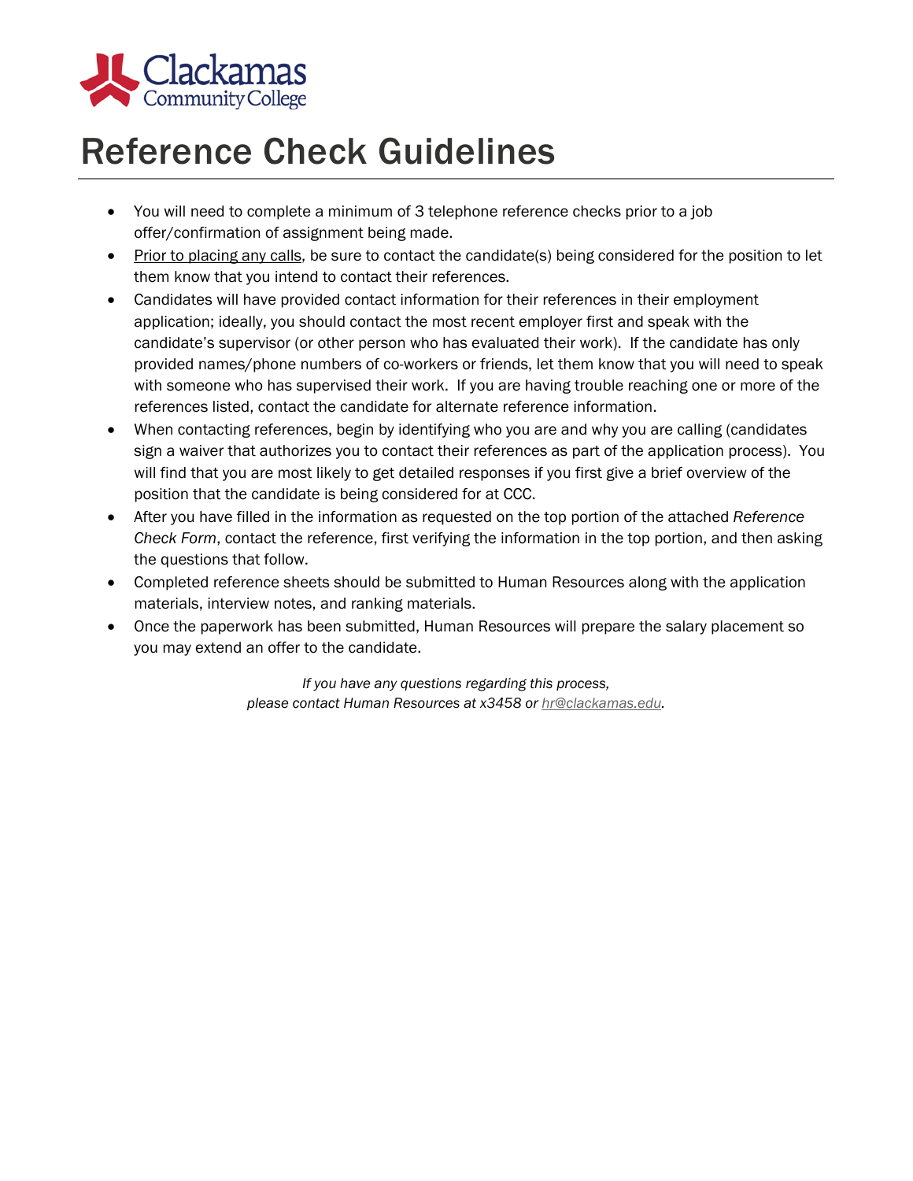Clackamas Community College

# Reference Check Guidelines

- You will need to complete a minimum of 3 telephone reference checks prior to a job offer/confirmation of assignment being made.
- Prior to placing any calls, be sure to contact the candidate(s) being considered for the position to let them know that you intend to contact their references.
- Candidates will have provided contact information for their references in their employment application; ideally, you should contact the most recent employer first and speak with the candidate's supervisor (or other person who has evaluated their work). If the candidate has only provided names/phone numbers of co-workers or friends, let them know that you will need to speak with someone who has supervised their work. If you are having trouble reaching one or more of the references listed, contact the candidate for alternate reference information.
- When contacting references, begin by identifying who you are and why you are calling (candidates sign a waiver that authorizes you to contact their references as part of the application process). You will find that you are most likely to get detailed responses if you first give a brief overview of the position that the candidate is being considered for at CCC.
- After you have filled in the information as requested on the top portion of the attached *Reference Check Form*, contact the reference, first verifying the information in the top portion, and then asking the questions that follow.
- Completed reference sheets should be submitted to Human Resources along with the application materials, interview notes, and ranking materials.
- Once the paperwork has been submitted, Human Resources will prepare the salary placement so you may extend an offer to the candidate.

*If you have any questions regarding this process,*
*please contact Human Resources at x3458 or hr@clackamas.edu.*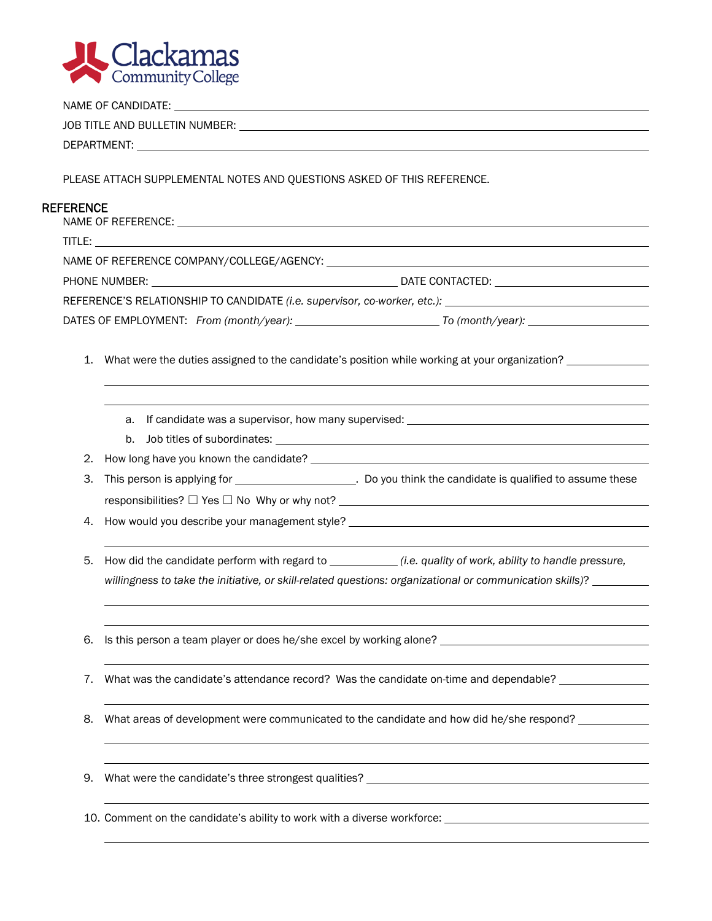NAME OF CANDIDATE: \_\_\_\_\_\_\_\_\_\_\_\_\_\_\_\_\_\_\_\_\_\_\_\_\_\_\_\_\_\_

JOB TITLE AND BULLETIN NUMBER: \_\_\_\_\_\_\_\_\_\_\_\_\_\_\_\_\_\_\_\_\_\_\_\_\_\_\_\_\_\_

DEPARTMENT: \_\_\_\_\_\_\_\_\_\_\_\_\_\_\_\_\_\_\_\_\_\_\_\_\_\_\_\_\_\_

PLEASE ATTACH SUPPLEMENTAL NOTES AND QUESTIONS ASKED OF THIS REFERENCE.

## REFERENCE

NAME OF REFERENCE: \_\_\_\_\_\_\_\_\_\_\_\_\_\_\_\_\_\_\_\_\_\_\_\_\_\_\_\_\_\_

TITLE: \_\_\_\_\_\_\_\_\_\_\_\_\_\_\_\_\_\_\_\_\_\_\_\_\_\_\_\_\_\_

NAME OF REFERENCE COMPANY/COLLEGE/AGENCY: \_\_\_\_\_\_\_\_\_\_\_\_\_\_\_\_\_\_\_\_\_\_\_\_\_\_\_\_\_\_

PHONE NUMBER: \_\_\_\_\_\_\_\_\_\_\_\_\_\_\_\_\_\_\_\_ DATE CONTACTED: \_\_\_\_\_\_\_\_\_\_\_\_\_\_\_\_\_\_\_\_

REFERENCE'S RELATIONSHIP TO CANDIDATE *(i.e. supervisor, co-worker, etc.):* \_\_\_\_\_\_\_\_\_\_\_\_\_\_\_\_\_\_\_\_

DATES OF EMPLOYMENT: *From (month/year):* \_\_\_\_\_\_\_\_\_\_\_\_\_\_\_\_\_\_\_\_ *To (month/year):* \_\_\_\_\_\_\_\_\_\_\_\_\_\_\_\_\_\_\_\_

1. What were the duties assigned to the candidate's position while working at your organization? \_\_\_\_\_\_\_\_\_\_\_\_\_\_\_\_\_\_\_\_
   a. If candidate was a supervisor, how many supervised: \_\_\_\_\_\_\_\_\_\_\_\_\_\_\_\_\_\_\_\_
   b. Job titles of subordinates: \_\_\_\_\_\_\_\_\_\_\_\_\_\_\_\_\_\_\_\_
2. How long have you known the candidate? \_\_\_\_\_\_\_\_\_\_\_\_\_\_\_\_\_\_\_\_
3. This person is applying for \_\_\_\_\_\_\_\_\_\_\_\_\_\_\_\_\_\_\_\_. Do you think the candidate is qualified to assume these responsibilities? ☐ Yes ☐ No Why or why not? \_\_\_\_\_\_\_\_\_\_\_\_\_\_\_\_\_\_\_\_
4. How would you describe your management style? \_\_\_\_\_\_\_\_\_\_\_\_\_\_\_\_\_\_\_\_
5. How did the candidate perform with regard to \_\_\_\_\_\_\_\_\_\_ *(i.e. quality of work, ability to handle pressure, willingness to take the initiative, or skill-related questions: organizational or communication skills)*? \_\_\_\_\_\_\_\_\_\_\_\_\_\_\_\_\_\_\_\_
6. Is this person a team player or does he/she excel by working alone? \_\_\_\_\_\_\_\_\_\_\_\_\_\_\_\_\_\_\_\_
7. What was the candidate's attendance record? Was the candidate on-time and dependable? \_\_\_\_\_\_\_\_\_\_\_\_\_\_\_\_\_\_\_\_
8. What areas of development were communicated to the candidate and how did he/she respond? \_\_\_\_\_\_\_\_\_\_\_\_\_\_\_\_\_\_\_\_
9. What were the candidate's three strongest qualities? \_\_\_\_\_\_\_\_\_\_\_\_\_\_\_\_\_\_\_\_
10. Comment on the candidate's ability to work with a diverse workforce: \_\_\_\_\_\_\_\_\_\_\_\_\_\_\_\_\_\_\_\_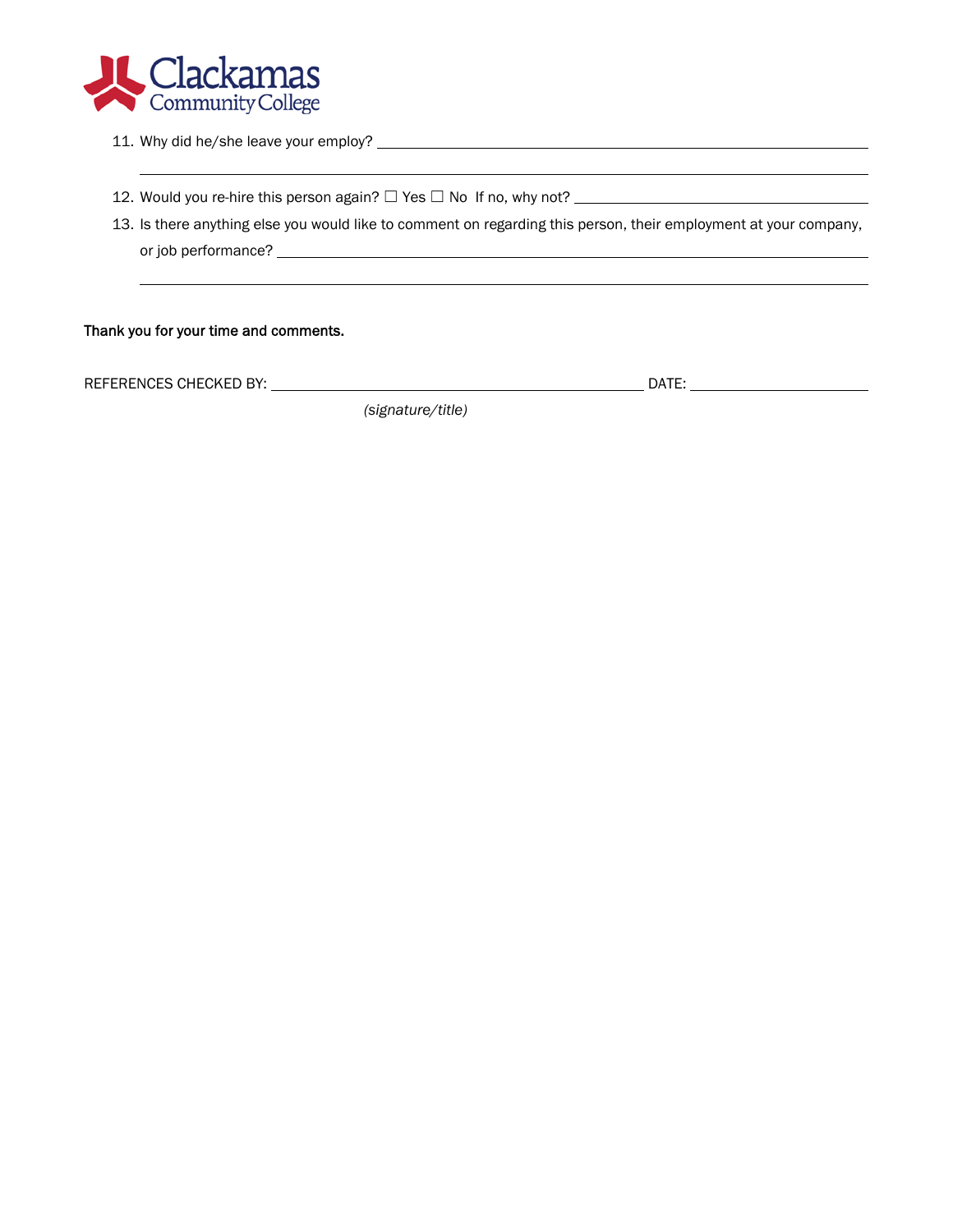11. Why did he/she leave your employ? ______________________________________________

    ______________________________________________

12. Would you re-hire this person again? ☐ Yes ☐ No If no, why not? ______________________

13. Is there anything else you would like to comment on regarding this person, their employment at your company, or job performance? ______________________________________________

    ______________________________________________

**Thank you for your time and comments.**

REFERENCES CHECKED BY: ______________________________ DATE: ________________

*(signature/title)*